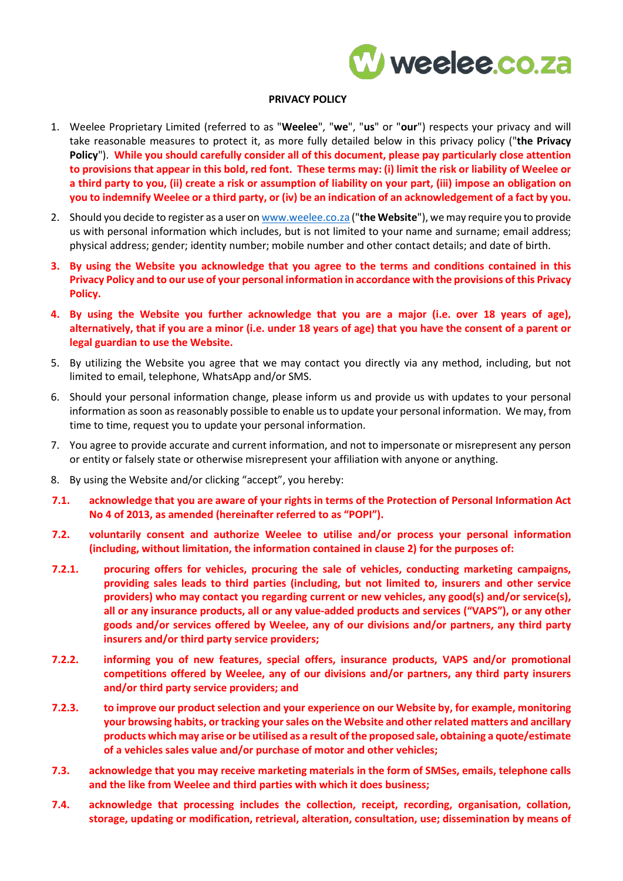## PRIVACY POLICY

1. Weelee Proprietary Limited (referred to as "**Weelee**", "**we**", "**us**" or "**our**") respects your privacy and will take reasonable measures to protect it, as more fully detailed below in this privacy policy ("**the Privacy Policy**"). **While you should carefully consider all of this document, please pay particularly close attention to provisions that appear in this bold, red font. These terms may: (i) limit the risk or liability of Weelee or a third party to you, (ii) create a risk or assumption of liability on your part, (iii) impose an obligation on you to indemnify Weelee or a third party, or (iv) be an indication of an acknowledgement of a fact by you.**

2. Should you decide to register as a user on www.weelee.co.za ("**the Website**"), we may require you to provide us with personal information which includes, but is not limited to your name and surname; email address; physical address; gender; identity number; mobile number and other contact details; and date of birth.

3. **By using the Website you acknowledge that you agree to the terms and conditions contained in this Privacy Policy and to our use of your personal information in accordance with the provisions of this Privacy Policy.**

4. **By using the Website you further acknowledge that you are a major (i.e. over 18 years of age), alternatively, that if you are a minor (i.e. under 18 years of age) that you have the consent of a parent or legal guardian to use the Website.**

5. By utilizing the Website you agree that we may contact you directly via any method, including, but not limited to email, telephone, WhatsApp and/or SMS.

6. Should your personal information change, please inform us and provide us with updates to your personal information as soon as reasonably possible to enable us to update your personal information. We may, from time to time, request you to update your personal information.

7. You agree to provide accurate and current information, and not to impersonate or misrepresent any person or entity or falsely state or otherwise misrepresent your affiliation with anyone or anything.

8. By using the Website and/or clicking "accept", you hereby:

**7.1.** **acknowledge that you are aware of your rights in terms of the Protection of Personal Information Act No 4 of 2013, as amended (hereinafter referred to as "POPI").**

**7.2.** **voluntarily consent and authorize Weelee to utilise and/or process your personal information (including, without limitation, the information contained in clause 2) for the purposes of:**

**7.2.1.** **procuring offers for vehicles, procuring the sale of vehicles, conducting marketing campaigns, providing sales leads to third parties (including, but not limited to, insurers and other service providers) who may contact you regarding current or new vehicles, any good(s) and/or service(s), all or any insurance products, all or any value-added products and services ("VAPS"), or any other goods and/or services offered by Weelee, any of our divisions and/or partners, any third party insurers and/or third party service providers;**

**7.2.2.** **informing you of new features, special offers, insurance products, VAPS and/or promotional competitions offered by Weelee, any of our divisions and/or partners, any third party insurers and/or third party service providers; and**

**7.2.3.** **to improve our product selection and your experience on our Website by, for example, monitoring your browsing habits, or tracking your sales on the Website and other related matters and ancillary products which may arise or be utilised as a result of the proposed sale, obtaining a quote/estimate of a vehicles sales value and/or purchase of motor and other vehicles;**

**7.3.** **acknowledge that you may receive marketing materials in the form of SMSes, emails, telephone calls and the like from Weelee and third parties with which it does business;**

**7.4.** **acknowledge that processing includes the collection, receipt, recording, organisation, collation, storage, updating or modification, retrieval, alteration, consultation, use; dissemination by means of**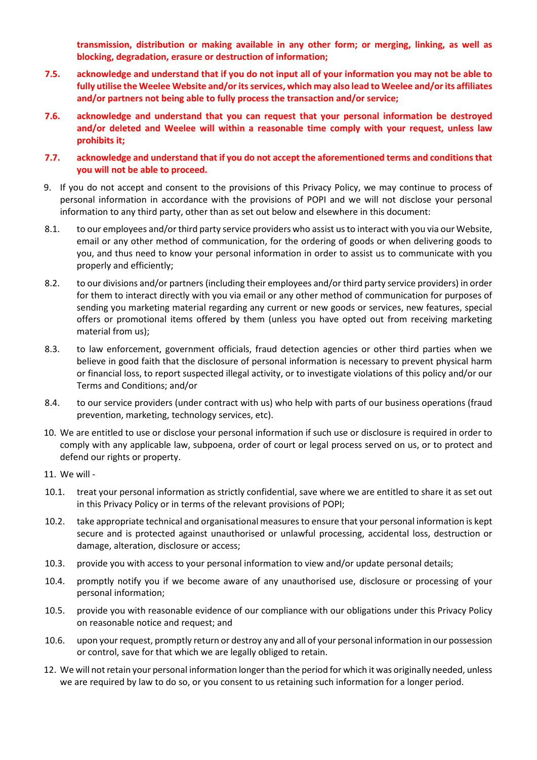**transmission, distribution or making available in any other form; or merging, linking, as well as blocking, degradation, erasure or destruction of information;**

**7.5. acknowledge and understand that if you do not input all of your information you may not be able to fully utilise the Weelee Website and/or its services, which may also lead to Weelee and/or its affiliates and/or partners not being able to fully process the transaction and/or service;**

**7.6. acknowledge and understand that you can request that your personal information be destroyed and/or deleted and Weelee will within a reasonable time comply with your request, unless law prohibits it;**

**7.7. acknowledge and understand that if you do not accept the aforementioned terms and conditions that you will not be able to proceed.**

9. If you do not accept and consent to the provisions of this Privacy Policy, we may continue to process of personal information in accordance with the provisions of POPI and we will not disclose your personal information to any third party, other than as set out below and elsewhere in this document:

8.1. to our employees and/or third party service providers who assist us to interact with you via our Website, email or any other method of communication, for the ordering of goods or when delivering goods to you, and thus need to know your personal information in order to assist us to communicate with you properly and efficiently;

8.2. to our divisions and/or partners (including their employees and/or third party service providers) in order for them to interact directly with you via email or any other method of communication for purposes of sending you marketing material regarding any current or new goods or services, new features, special offers or promotional items offered by them (unless you have opted out from receiving marketing material from us);

8.3. to law enforcement, government officials, fraud detection agencies or other third parties when we believe in good faith that the disclosure of personal information is necessary to prevent physical harm or financial loss, to report suspected illegal activity, or to investigate violations of this policy and/or our Terms and Conditions; and/or

8.4. to our service providers (under contract with us) who help with parts of our business operations (fraud prevention, marketing, technology services, etc).

10. We are entitled to use or disclose your personal information if such use or disclosure is required in order to comply with any applicable law, subpoena, order of court or legal process served on us, or to protect and defend our rights or property.

11. We will -

10.1. treat your personal information as strictly confidential, save where we are entitled to share it as set out in this Privacy Policy or in terms of the relevant provisions of POPI;

10.2. take appropriate technical and organisational measures to ensure that your personal information is kept secure and is protected against unauthorised or unlawful processing, accidental loss, destruction or damage, alteration, disclosure or access;

10.3. provide you with access to your personal information to view and/or update personal details;

10.4. promptly notify you if we become aware of any unauthorised use, disclosure or processing of your personal information;

10.5. provide you with reasonable evidence of our compliance with our obligations under this Privacy Policy on reasonable notice and request; and

10.6. upon your request, promptly return or destroy any and all of your personal information in our possession or control, save for that which we are legally obliged to retain.

12. We will not retain your personal information longer than the period for which it was originally needed, unless we are required by law to do so, or you consent to us retaining such information for a longer period.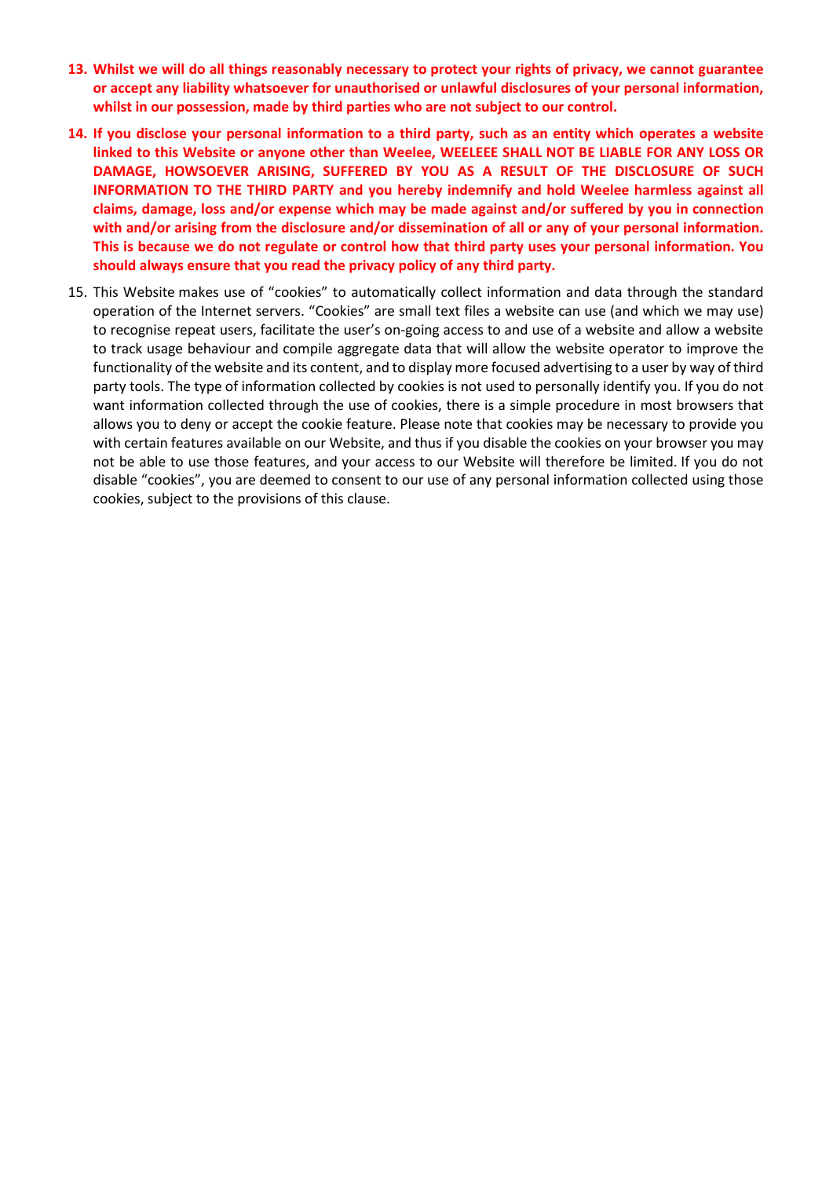13. **Whilst we will do all things reasonably necessary to protect your rights of privacy, we cannot guarantee or accept any liability whatsoever for unauthorised or unlawful disclosures of your personal information, whilst in our possession, made by third parties who are not subject to our control.**

14. **If you disclose your personal information to a third party, such as an entity which operates a website linked to this Website or anyone other than Weelee, WEELEEE SHALL NOT BE LIABLE FOR ANY LOSS OR DAMAGE, HOWSOEVER ARISING, SUFFERED BY YOU AS A RESULT OF THE DISCLOSURE OF SUCH INFORMATION TO THE THIRD PARTY and you hereby indemnify and hold Weelee harmless against all claims, damage, loss and/or expense which may be made against and/or suffered by you in connection with and/or arising from the disclosure and/or dissemination of all or any of your personal information. This is because we do not regulate or control how that third party uses your personal information. You should always ensure that you read the privacy policy of any third party.**

15. This Website makes use of "cookies" to automatically collect information and data through the standard operation of the Internet servers. "Cookies" are small text files a website can use (and which we may use) to recognise repeat users, facilitate the user's on-going access to and use of a website and allow a website to track usage behaviour and compile aggregate data that will allow the website operator to improve the functionality of the website and its content, and to display more focused advertising to a user by way of third party tools. The type of information collected by cookies is not used to personally identify you. If you do not want information collected through the use of cookies, there is a simple procedure in most browsers that allows you to deny or accept the cookie feature. Please note that cookies may be necessary to provide you with certain features available on our Website, and thus if you disable the cookies on your browser you may not be able to use those features, and your access to our Website will therefore be limited. If you do not disable "cookies", you are deemed to consent to our use of any personal information collected using those cookies, subject to the provisions of this clause.